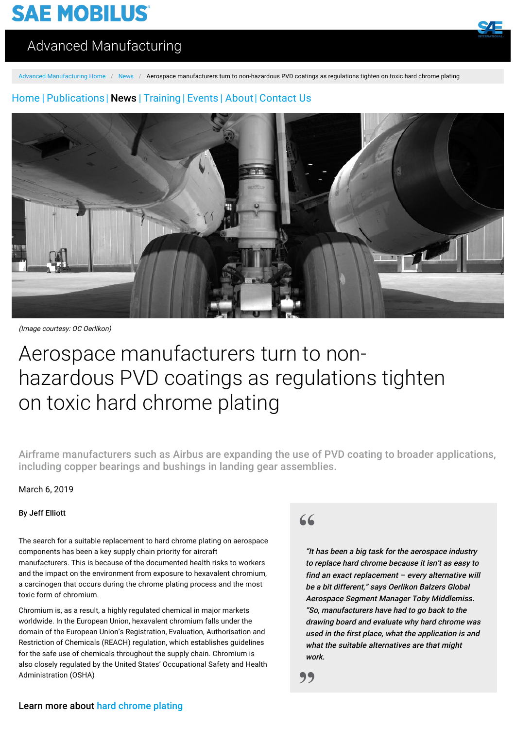# Aerospace manufacturers turn to non-hazardous PVD coatings as regulations tighten on toxic hard chrome plating

(Image courtesy: OC Oerlikon)

**Airframe manufacturers such as Airbus are expanding the use of PVD coating to broader applications, including copper bearings and bushings in landing gear assemblies.**

March 6, 2019

**By Jeff Elliott**

The search for a suitable replacement to hard chrome plating on aerospace components has been a key supply chain priority for aircraft manufacturers. This is because of the documented health risks to workers and the impact on the environment from exposure to hexavalent chromium, a carcinogen that occurs during the chrome plating process and the most toxic form of chromium.

Chromium is, as a result, a highly regulated chemical in major markets worldwide. In the European Union, hexavalent chromium falls under the domain of the European Union's Registration, Evaluation, Authorisation and Restriction of Chemicals (REACH) regulation, which establishes guidelines for the safe use of chemicals throughout the supply chain. Chromium is also closely regulated by the United States' Occupational Safety and Health Administration (OSHA)

> *"It has been a big task for the aerospace industry to replace hard chrome because it isn't as easy to find an exact replacement – every alternative will be a bit different," says Oerlikon Balzers Global Aerospace Segment Manager Toby Middlemiss. "So, manufacturers have had to go back to the drawing board and evaluate why hard chrome was used in the first place, what the application is and what the suitable alternatives are that might work.*

Learn more about hard chrome plating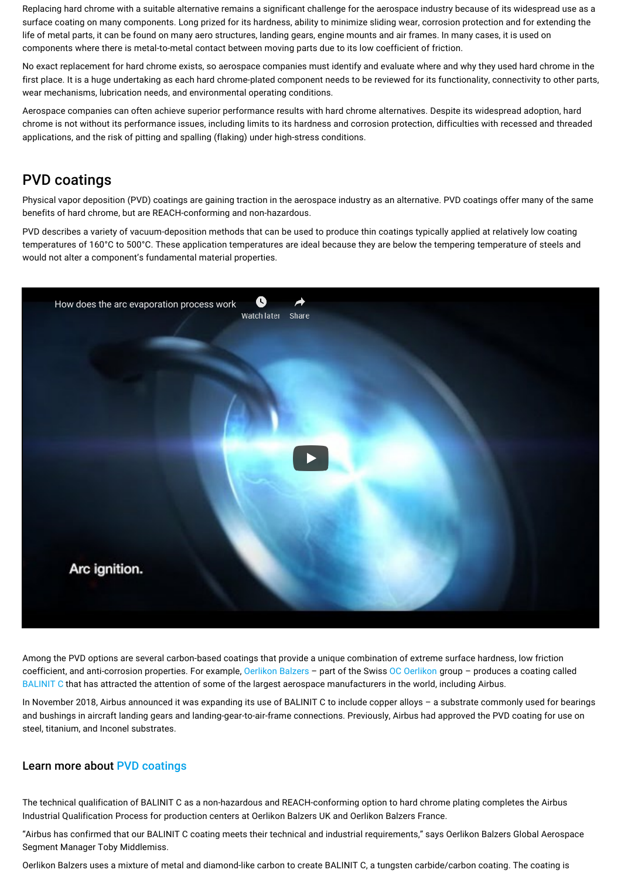Replacing hard chrome with a suitable alternative remains a significant challenge for the aerospace industry because of its widespread use as a surface coating on many components. Long prized for its hardness, ability to minimize sliding wear, corrosion protection and for extending the life of metal parts, it can be found on many aero structures, landing gears, engine mounts and air frames. In many cases, it is used on components where there is metal-to-metal contact between moving parts due to its low coefficient of friction.

No exact replacement for hard chrome exists, so aerospace companies must identify and evaluate where and why they used hard chrome in the first place. It is a huge undertaking as each hard chrome-plated component needs to be reviewed for its functionality, connectivity to other parts, wear mechanisms, lubrication needs, and environmental operating conditions.

Aerospace companies can often achieve superior performance results with hard chrome alternatives. Despite its widespread adoption, hard chrome is not without its performance issues, including limits to its hardness and corrosion protection, difficulties with recessed and threaded applications, and the risk of pitting and spalling (flaking) under high-stress conditions.

## PVD coatings

Physical vapor deposition (PVD) coatings are gaining traction in the aerospace industry as an alternative. PVD coatings offer many of the same benefits of hard chrome, but are REACH-conforming and non-hazardous.

PVD describes a variety of vacuum-deposition methods that can be used to produce thin coatings typically applied at relatively low coating temperatures of 160°C to 500°C. These application temperatures are ideal because they are below the tempering temperature of steels and would not alter a component's fundamental material properties.

Among the PVD options are several carbon-based coatings that provide a unique combination of extreme surface hardness, low friction coefficient, and anti-corrosion properties. For example, Oerlikon Balzers – part of the Swiss OC Oerlikon group – produces a coating called BALINIT C that has attracted the attention of some of the largest aerospace manufacturers in the world, including Airbus.

In November 2018, Airbus announced it was expanding its use of BALINIT C to include copper alloys – a substrate commonly used for bearings and bushings in aircraft landing gears and landing-gear-to-air-frame connections. Previously, Airbus had approved the PVD coating for use on steel, titanium, and Inconel substrates.

### Learn more about PVD coatings

The technical qualification of BALINIT C as a non-hazardous and REACH-conforming option to hard chrome plating completes the Airbus Industrial Qualification Process for production centers at Oerlikon Balzers UK and Oerlikon Balzers France.

"Airbus has confirmed that our BALINIT C coating meets their technical and industrial requirements," says Oerlikon Balzers Global Aerospace Segment Manager Toby Middlemiss.

Oerlikon Balzers uses a mixture of metal and diamond-like carbon to create BALINIT C, a tungsten carbide/carbon coating. The coating is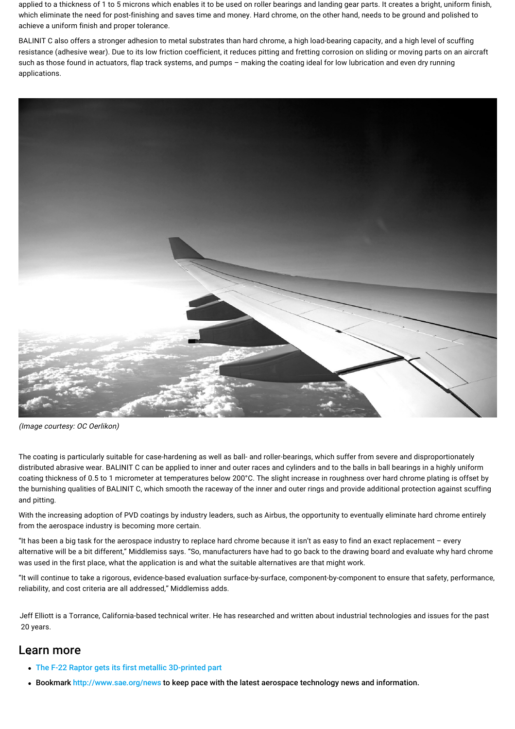applied to a thickness of 1 to 5 microns which enables it to be used on roller bearings and landing gear parts. It creates a bright, uniform finish, which eliminate the need for post-finishing and saves time and money. Hard chrome, on the other hand, needs to be ground and polished to achieve a uniform finish and proper tolerance.

BALINIT C also offers a stronger adhesion to metal substrates than hard chrome, a high load-bearing capacity, and a high level of scuffing resistance (adhesive wear). Due to its low friction coefficient, it reduces pitting and fretting corrosion on sliding or moving parts on an aircraft such as those found in actuators, flap track systems, and pumps – making the coating ideal for low lubrication and even dry running applications.

*(Image courtesy: OC Oerlikon)*

The coating is particularly suitable for case-hardening as well as ball- and roller-bearings, which suffer from severe and disproportionately distributed abrasive wear. BALINIT C can be applied to inner and outer races and cylinders and to the balls in ball bearings in a highly uniform coating thickness of 0.5 to 1 micrometer at temperatures below 200°C. The slight increase in roughness over hard chrome plating is offset by the burnishing qualities of BALINIT C, which smooth the raceway of the inner and outer rings and provide additional protection against scuffing and pitting.

With the increasing adoption of PVD coatings by industry leaders, such as Airbus, the opportunity to eventually eliminate hard chrome entirely from the aerospace industry is becoming more certain.

"It has been a big task for the aerospace industry to replace hard chrome because it isn't as easy to find an exact replacement – every alternative will be a bit different," Middlemiss says. "So, manufacturers have had to go back to the drawing board and evaluate why hard chrome was used in the first place, what the application is and what the suitable alternatives are that might work.

"It will continue to take a rigorous, evidence-based evaluation surface-by-surface, component-by-component to ensure that safety, performance, reliability, and cost criteria are all addressed," Middlemiss adds.

Jeff Elliott is a Torrance, California-based technical writer. He has researched and written about industrial technologies and issues for the past 20 years.

## Learn more

- The F-22 Raptor gets its first metallic 3D-printed part
- **Bookmark http://www.sae.org/news to keep pace with the latest aerospace technology news and information.**